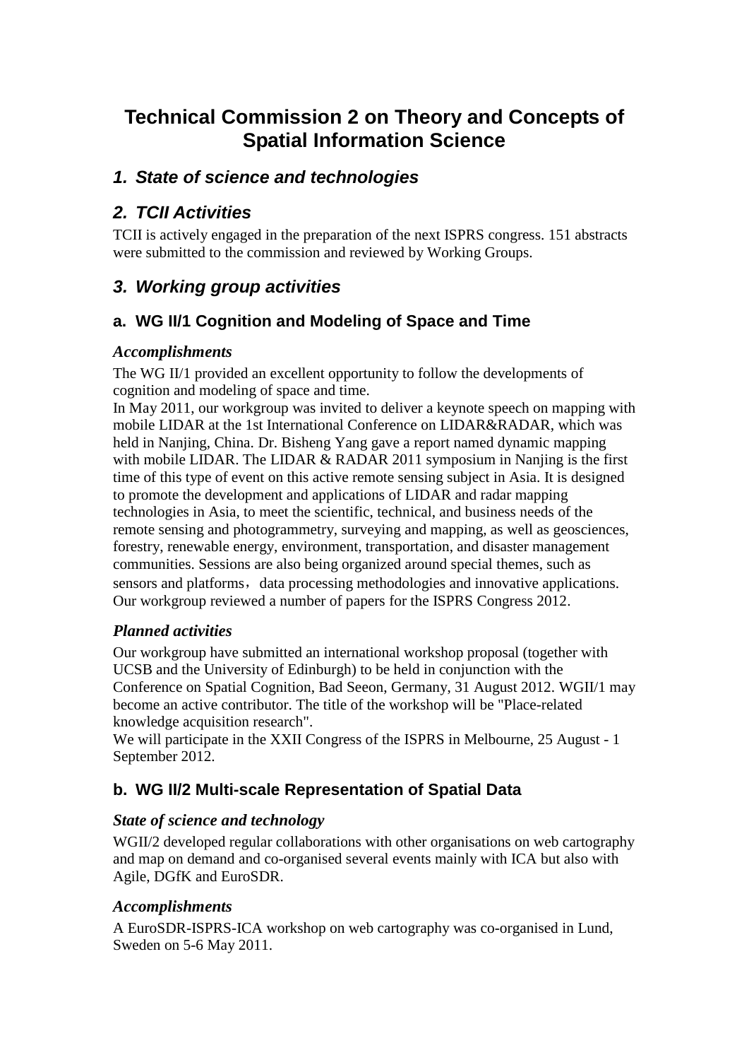# Technical Commission 2 on Theory and Concepts of Spatial Information Science

## *1. State of science and technologies*

## *2. TCII Activities*

TCII is actively engaged in the preparation of the next ISPRS congress. 151 abstracts were submitted to the commission and reviewed by Working Groups.

## *3. Working group activities*

### a. WG II/1 Cognition and Modeling of Space and Time

#### *Accomplishments*

The WG II/1 provided an excellent opportunity to follow the developments of cognition and modeling of space and time.

In May 2011, our workgroup was invited to deliver a keynote speech on mapping with mobile LIDAR at the 1st International Conference on LIDAR&RADAR, which was held in Nanjing, China. Dr. Bisheng Yang gave a report named dynamic mapping with mobile LIDAR. The LIDAR & RADAR 2011 symposium in Nanjing is the first time of this type of event on this active remote sensing subject in Asia. It is designed to promote the development and applications of LIDAR and radar mapping technologies in Asia, to meet the scientific, technical, and business needs of the remote sensing and photogrammetry, surveying and mapping, as well as geosciences, forestry, renewable energy, environment, transportation, and disaster management communities. Sessions are also being organized around special themes, such as sensors and platforms， data processing methodologies and innovative applications. Our workgroup reviewed a number of papers for the ISPRS Congress 2012.

#### *Planned activities*

Our workgroup have submitted an international workshop proposal (together with UCSB and the University of Edinburgh) to be held in conjunction with the Conference on Spatial Cognition, Bad Seeon, Germany, 31 August 2012. WGII/1 may become an active contributor. The title of the workshop will be "Place-related knowledge acquisition research".

We will participate in the XXII Congress of the ISPRS in Melbourne, 25 August - 1 September 2012.

### b. WG II/2 Multi-scale Representation of Spatial Data

#### *State of science and technology*

WGII/2 developed regular collaborations with other organisations on web cartography and map on demand and co-organised several events mainly with ICA but also with Agile, DGfK and EuroSDR.

#### *Accomplishments*

A EuroSDR-ISPRS-ICA workshop on web cartography was co-organised in Lund, Sweden on 5-6 May 2011.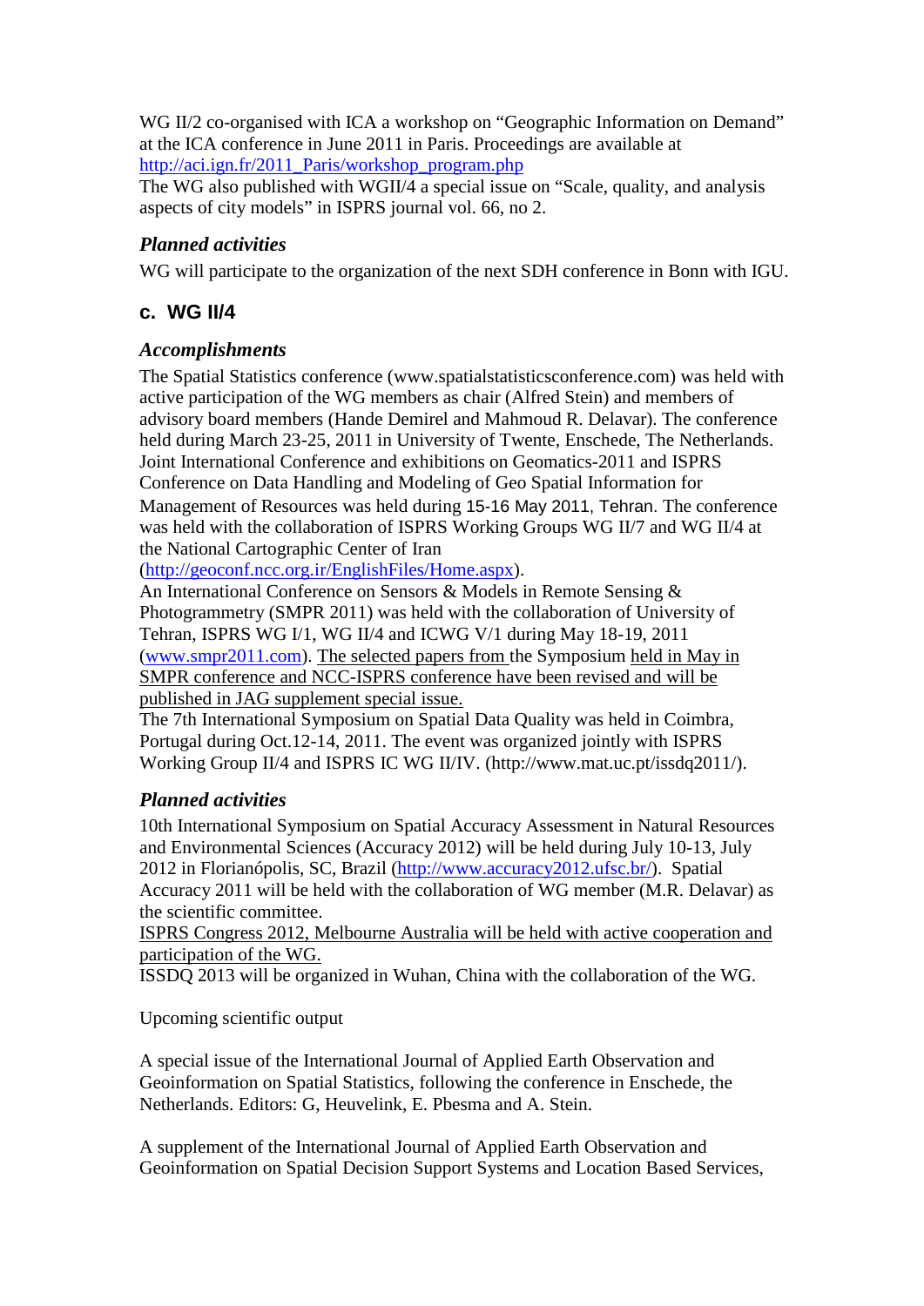WG II/2 co-organised with ICA a workshop on “Geographic Information on Demand” at the ICA conference in June 2011 in Paris. Proceedings are available at http://aci.ign.fr/2011_Paris/workshop_program.php
The WG also published with WGII/4 a special issue on “Scale, quality, and analysis aspects of city models” in ISPRS journal vol. 66, no 2.

### *Planned activities*

WG will participate to the organization of the next SDH conference in Bonn with IGU.

## c. WG II/4

### *Accomplishments*

The Spatial Statistics conference (www.spatialstatisticsconference.com) was held with active participation of the WG members as chair (Alfred Stein) and members of advisory board members (Hande Demirel and Mahmoud R. Delavar). The conference held during March 23-25, 2011 in University of Twente, Enschede, The Netherlands.
Joint International Conference and exhibitions on Geomatics-2011 and ISPRS Conference on Data Handling and Modeling of Geo Spatial Information for Management of Resources was held during 15-16 May 2011, Tehran. The conference was held with the collaboration of ISPRS Working Groups WG II/7 and WG II/4 at the National Cartographic Center of Iran (http://geoconf.ncc.org.ir/EnglishFiles/Home.aspx).
An International Conference on Sensors & Models in Remote Sensing & Photogrammetry (SMPR 2011) was held with the collaboration of University of Tehran, ISPRS WG I/1, WG II/4 and ICWG V/1 during May 18-19, 2011 (www.smpr2011.com). The selected papers from the Symposium held in May in SMPR conference and NCC-ISPRS conference have been revised and will be published in JAG supplement special issue.
The 7th International Symposium on Spatial Data Quality was held in Coimbra, Portugal during Oct.12-14, 2011. The event was organized jointly with ISPRS Working Group II/4 and ISPRS IC WG II/IV. (http://www.mat.uc.pt/issdq2011/).

### *Planned activities*

10th International Symposium on Spatial Accuracy Assessment in Natural Resources and Environmental Sciences (Accuracy 2012) will be held during July 10-13, July 2012 in Florianópolis, SC, Brazil (http://www.accuracy2012.ufsc.br/). Spatial Accuracy 2011 will be held with the collaboration of WG member (M.R. Delavar) as the scientific committee.
ISPRS Congress 2012, Melbourne Australia will be held with active cooperation and participation of the WG.
ISSDQ 2013 will be organized in Wuhan, China with the collaboration of the WG.

Upcoming scientific output

A special issue of the International Journal of Applied Earth Observation and Geoinformation on Spatial Statistics, following the conference in Enschede, the Netherlands. Editors: G, Heuvelink, E. Pbesma and A. Stein.

A supplement of the International Journal of Applied Earth Observation and Geoinformation on Spatial Decision Support Systems and Location Based Services,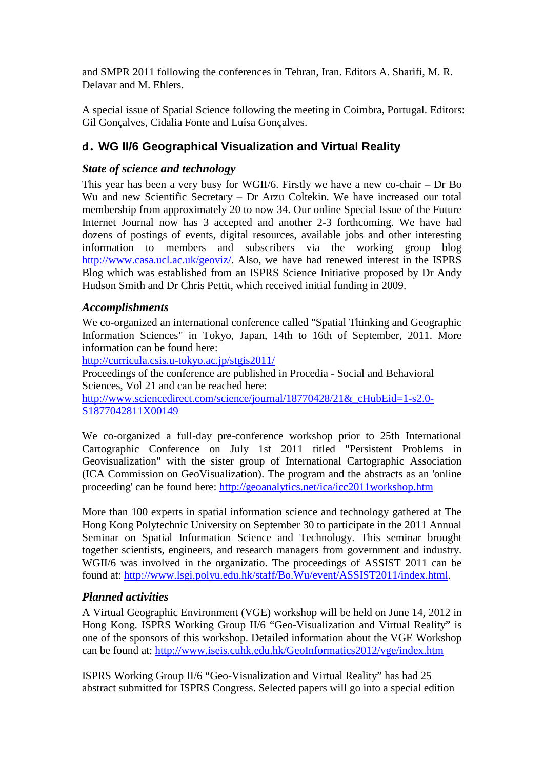and SMPR 2011 following the conferences in Tehran, Iran. Editors A. Sharifi, M. R. Delavar and M. Ehlers.

A special issue of Spatial Science following the meeting in Coimbra, Portugal. Editors: Gil Gonçalves, Cidalia Fonte and Luísa Gonçalves.

## d. WG II/6 Geographical Visualization and Virtual Reality

### *State of science and technology*

This year has been a very busy for WGII/6. Firstly we have a new co-chair – Dr Bo Wu and new Scientific Secretary – Dr Arzu Coltekin. We have increased our total membership from approximately 20 to now 34. Our online Special Issue of the Future Internet Journal now has 3 accepted and another 2-3 forthcoming. We have had dozens of postings of events, digital resources, available jobs and other interesting information to members and subscribers via the working group blog http://www.casa.ucl.ac.uk/geoviz/. Also, we have had renewed interest in the ISPRS Blog which was established from an ISPRS Science Initiative proposed by Dr Andy Hudson Smith and Dr Chris Pettit, which received initial funding in 2009.

### *Accomplishments*

We co-organized an international conference called "Spatial Thinking and Geographic Information Sciences" in Tokyo, Japan, 14th to 16th of September, 2011. More information can be found here:
http://curricula.csis.u-tokyo.ac.jp/stgis2011/
Proceedings of the conference are published in Procedia - Social and Behavioral Sciences, Vol 21 and can be reached here:
http://www.sciencedirect.com/science/journal/18770428/21&_cHubEid=1-s2.0-S1877042811X00149

We co-organized a full-day pre-conference workshop prior to 25th International Cartographic Conference on July 1st 2011 titled "Persistent Problems in Geovisualization" with the sister group of International Cartographic Association (ICA Commission on GeoVisualization). The program and the abstracts as an 'online proceeding' can be found here: http://geoanalytics.net/ica/icc2011workshop.htm

More than 100 experts in spatial information science and technology gathered at The Hong Kong Polytechnic University on September 30 to participate in the 2011 Annual Seminar on Spatial Information Science and Technology. This seminar brought together scientists, engineers, and research managers from government and industry. WGII/6 was involved in the organizatio. The proceedings of ASSIST 2011 can be found at: http://www.lsgi.polyu.edu.hk/staff/Bo.Wu/event/ASSIST2011/index.html.

### *Planned activities*

A Virtual Geographic Environment (VGE) workshop will be held on June 14, 2012 in Hong Kong. ISPRS Working Group II/6 "Geo-Visualization and Virtual Reality" is one of the sponsors of this workshop. Detailed information about the VGE Workshop can be found at: http://www.iseis.cuhk.edu.hk/GeoInformatics2012/vge/index.htm

ISPRS Working Group II/6 "Geo-Visualization and Virtual Reality" has had 25 abstract submitted for ISPRS Congress. Selected papers will go into a special edition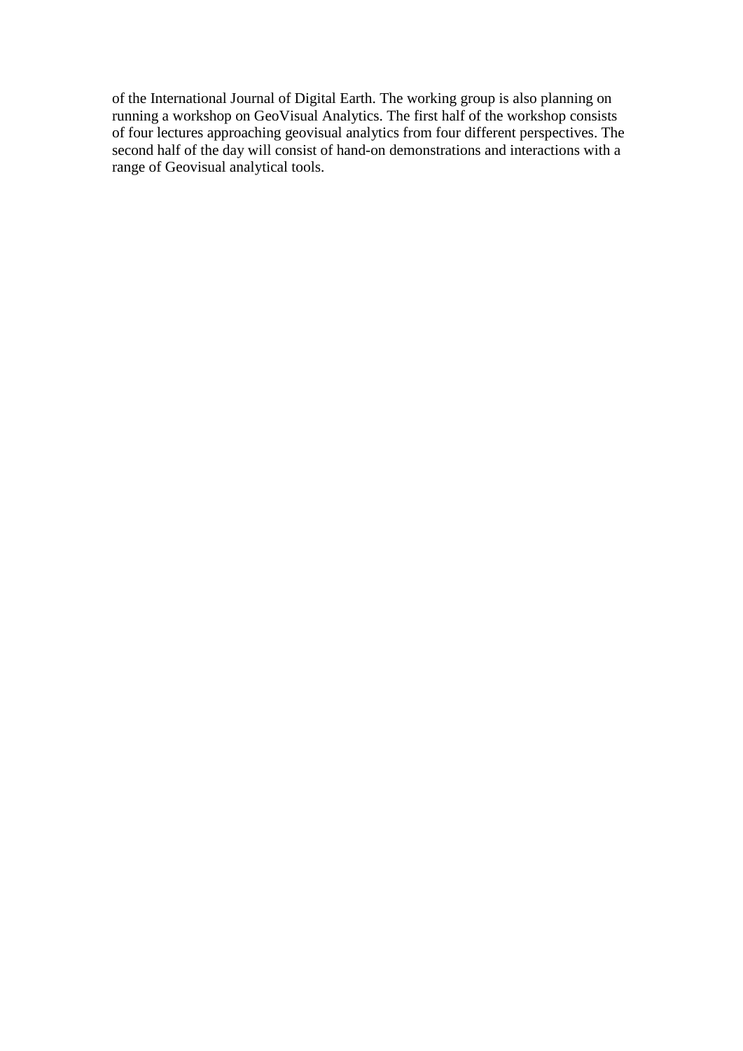of the International Journal of Digital Earth. The working group is also planning on running a workshop on GeoVisual Analytics. The first half of the workshop consists of four lectures approaching geovisual analytics from four different perspectives. The second half of the day will consist of hand-on demonstrations and interactions with a range of Geovisual analytical tools.